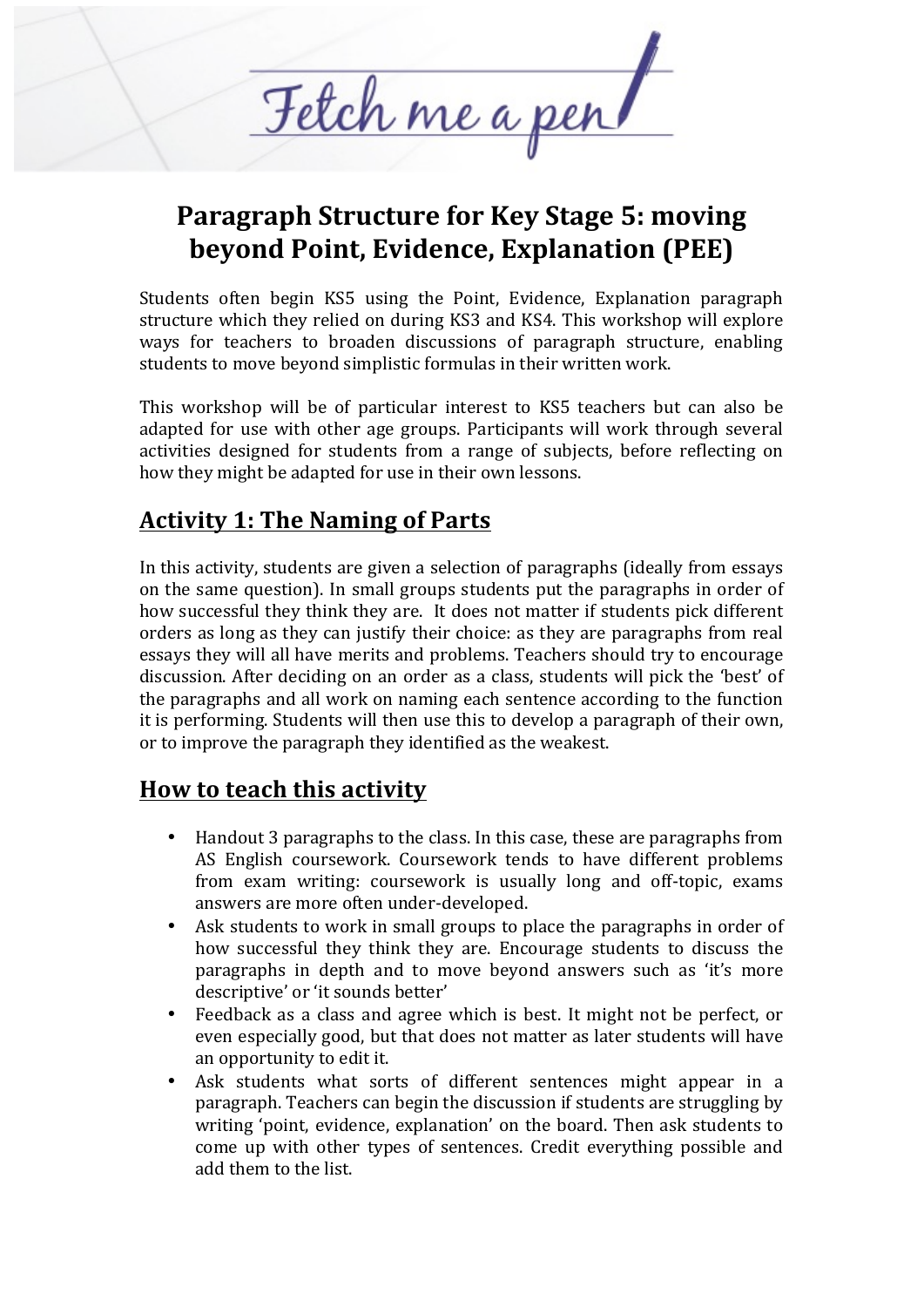Fetch me a pen

# Paragraph Structure for Key Stage 5: moving beyond Point, Evidence, Explanation (PEE)

Students often begin KS5 using the Point, Evidence, Explanation paragraph structure which they relied on during KS3 and KS4. This workshop will explore ways for teachers to broaden discussions of paragraph structure, enabling students to move beyond simplistic formulas in their written work.

This workshop will be of particular interest to KS5 teachers but can also be adapted for use with other age groups. Participants will work through several activities designed for students from a range of subjects, before reflecting on how they might be adapted for use in their own lessons.

## Activity 1: The Naming of Parts

In this activity, students are given a selection of paragraphs (ideally from essays on the same question). In small groups students put the paragraphs in order of how successful they think they are. It does not matter if students pick different orders as long as they can justify their choice: as they are paragraphs from real essays they will all have merits and problems. Teachers should try to encourage discussion. After deciding on an order as a class, students will pick the 'best' of the paragraphs and all work on naming each sentence according to the function it is performing. Students will then use this to develop a paragraph of their own, or to improve the paragraph they identified as the weakest.

## How to teach this activity

- Handout 3 paragraphs to the class. In this case, these are paragraphs from AS English coursework. Coursework tends to have different problems from exam writing: coursework is usually long and off-topic, exams answers are more often under-developed.
- Ask students to work in small groups to place the paragraphs in order of how successful they think they are. Encourage students to discuss the paragraphs in depth and to move beyond answers such as 'it's more descriptive' or 'it sounds better'
- Feedback as a class and agree which is best. It might not be perfect, or even especially good, but that does not matter as later students will have an opportunity to edit it.
- Ask students what sorts of different sentences might appear in a paragraph. Teachers can begin the discussion if students are struggling by writing 'point, evidence, explanation' on the board. Then ask students to come up with other types of sentences. Credit everything possible and add them to the list.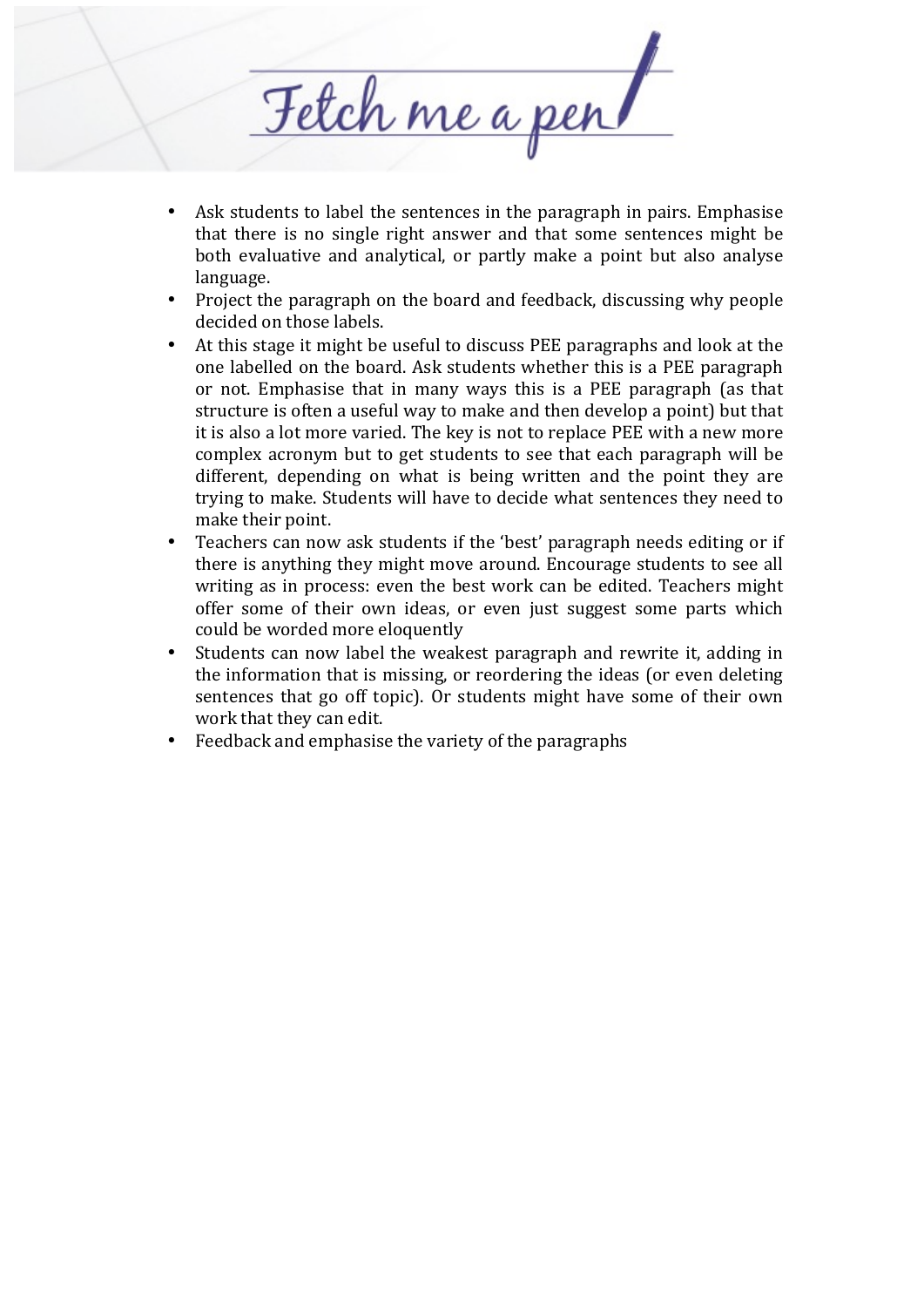- Ask students to label the sentences in the paragraph in pairs. Emphasise that there is no single right answer and that some sentences might be both evaluative and analytical, or partly make a point but also analyse language.
- Project the paragraph on the board and feedback, discussing why people decided on those labels.
- At this stage it might be useful to discuss PEE paragraphs and look at the one labelled on the board. Ask students whether this is a PEE paragraph or not. Emphasise that in many ways this is a PEE paragraph (as that structure is often a useful way to make and then develop a point) but that it is also a lot more varied. The key is not to replace PEE with a new more complex acronym but to get students to see that each paragraph will be different, depending on what is being written and the point they are trying to make. Students will have to decide what sentences they need to make their point.
- Teachers can now ask students if the 'best' paragraph needs editing or if there is anything they might move around. Encourage students to see all writing as in process: even the best work can be edited. Teachers might offer some of their own ideas, or even just suggest some parts which could be worded more eloquently
- Students can now label the weakest paragraph and rewrite it, adding in the information that is missing, or reordering the ideas (or even deleting sentences that go off topic). Or students might have some of their own work that they can edit.
- Feedback and emphasise the variety of the paragraphs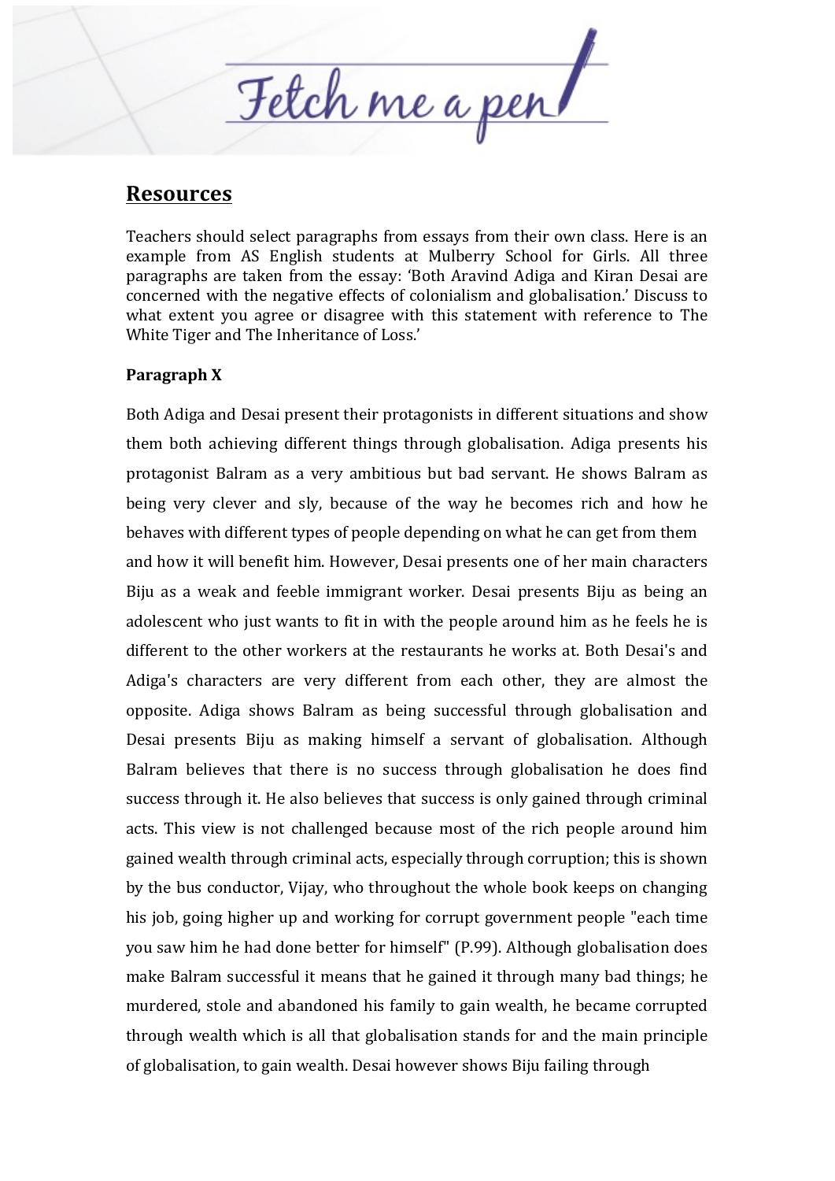## Resources

Teachers should select paragraphs from essays from their own class. Here is an example from AS English students at Mulberry School for Girls. All three paragraphs are taken from the essay: 'Both Aravind Adiga and Kiran Desai are concerned with the negative effects of colonialism and globalisation.' Discuss to what extent you agree or disagree with this statement with reference to The White Tiger and The Inheritance of Loss.'

**Paragraph X**

Both Adiga and Desai present their protagonists in different situations and show them both achieving different things through globalisation. Adiga presents his protagonist Balram as a very ambitious but bad servant. He shows Balram as being very clever and sly, because of the way he becomes rich and how he behaves with different types of people depending on what he can get from them and how it will benefit him. However, Desai presents one of her main characters Biju as a weak and feeble immigrant worker. Desai presents Biju as being an adolescent who just wants to fit in with the people around him as he feels he is different to the other workers at the restaurants he works at. Both Desai's and Adiga's characters are very different from each other, they are almost the opposite. Adiga shows Balram as being successful through globalisation and Desai presents Biju as making himself a servant of globalisation. Although Balram believes that there is no success through globalisation he does find success through it. He also believes that success is only gained through criminal acts. This view is not challenged because most of the rich people around him gained wealth through criminal acts, especially through corruption; this is shown by the bus conductor, Vijay, who throughout the whole book keeps on changing his job, going higher up and working for corrupt government people "each time you saw him he had done better for himself" (P.99). Although globalisation does make Balram successful it means that he gained it through many bad things; he murdered, stole and abandoned his family to gain wealth, he became corrupted through wealth which is all that globalisation stands for and the main principle of globalisation, to gain wealth. Desai however shows Biju failing through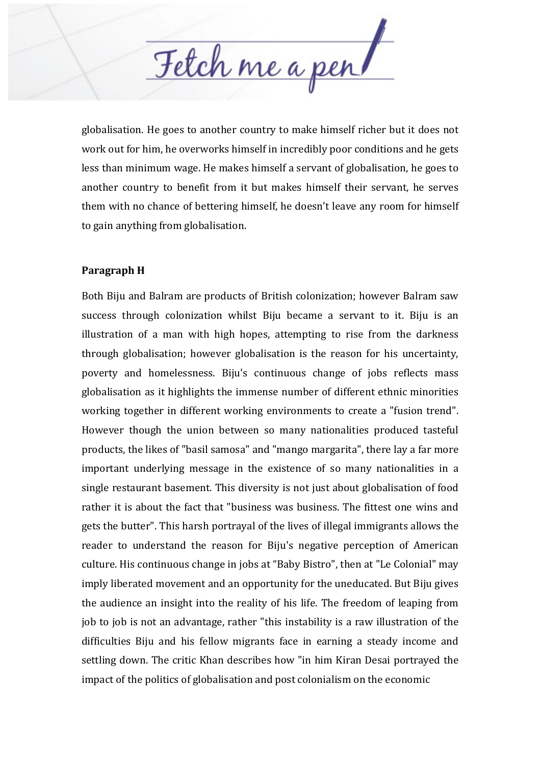globalisation. He goes to another country to make himself richer but it does not work out for him, he overworks himself in incredibly poor conditions and he gets less than minimum wage. He makes himself a servant of globalisation, he goes to another country to benefit from it but makes himself their servant, he serves them with no chance of bettering himself, he doesn't leave any room for himself to gain anything from globalisation.

**Paragraph H**

Both Biju and Balram are products of British colonization; however Balram saw success through colonization whilst Biju became a servant to it. Biju is an illustration of a man with high hopes, attempting to rise from the darkness through globalisation; however globalisation is the reason for his uncertainty, poverty and homelessness. Biju's continuous change of jobs reflects mass globalisation as it highlights the immense number of different ethnic minorities working together in different working environments to create a "fusion trend". However though the union between so many nationalities produced tasteful products, the likes of "basil samosa" and "mango margarita", there lay a far more important underlying message in the existence of so many nationalities in a single restaurant basement. This diversity is not just about globalisation of food rather it is about the fact that "business was business. The fittest one wins and gets the butter". This harsh portrayal of the lives of illegal immigrants allows the reader to understand the reason for Biju's negative perception of American culture. His continuous change in jobs at "Baby Bistro", then at "Le Colonial" may imply liberated movement and an opportunity for the uneducated. But Biju gives the audience an insight into the reality of his life. The freedom of leaping from job to job is not an advantage, rather "this instability is a raw illustration of the difficulties Biju and his fellow migrants face in earning a steady income and settling down. The critic Khan describes how "in him Kiran Desai portrayed the impact of the politics of globalisation and post colonialism on the economic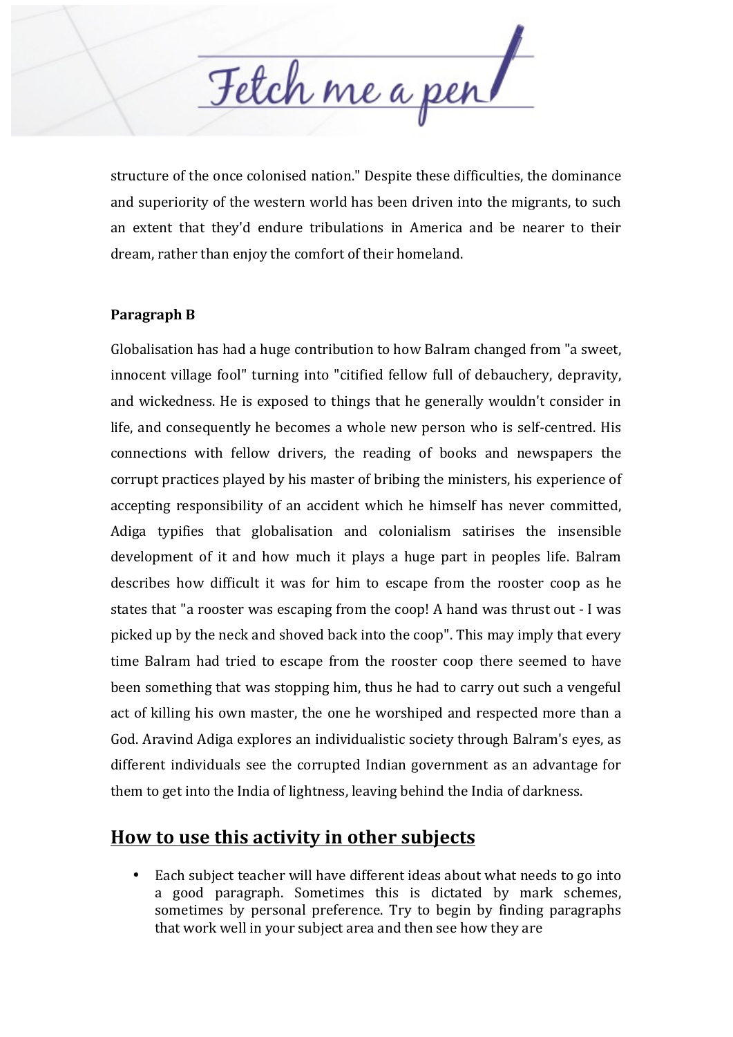structure of the once colonised nation." Despite these difficulties, the dominance and superiority of the western world has been driven into the migrants, to such an extent that they'd endure tribulations in America and be nearer to their dream, rather than enjoy the comfort of their homeland.

**Paragraph B**

Globalisation has had a huge contribution to how Balram changed from "a sweet, innocent village fool" turning into "citified fellow full of debauchery, depravity, and wickedness. He is exposed to things that he generally wouldn't consider in life, and consequently he becomes a whole new person who is self-centred. His connections with fellow drivers, the reading of books and newspapers the corrupt practices played by his master of bribing the ministers, his experience of accepting responsibility of an accident which he himself has never committed, Adiga typifies that globalisation and colonialism satirises the insensible development of it and how much it plays a huge part in peoples life. Balram describes how difficult it was for him to escape from the rooster coop as he states that "a rooster was escaping from the coop! A hand was thrust out - I was picked up by the neck and shoved back into the coop". This may imply that every time Balram had tried to escape from the rooster coop there seemed to have been something that was stopping him, thus he had to carry out such a vengeful act of killing his own master, the one he worshiped and respected more than a God. Aravind Adiga explores an individualistic society through Balram's eyes, as different individuals see the corrupted Indian government as an advantage for them to get into the India of lightness, leaving behind the India of darkness.

## How to use this activity in other subjects

- Each subject teacher will have different ideas about what needs to go into a good paragraph. Sometimes this is dictated by mark schemes, sometimes by personal preference. Try to begin by finding paragraphs that work well in your subject area and then see how they are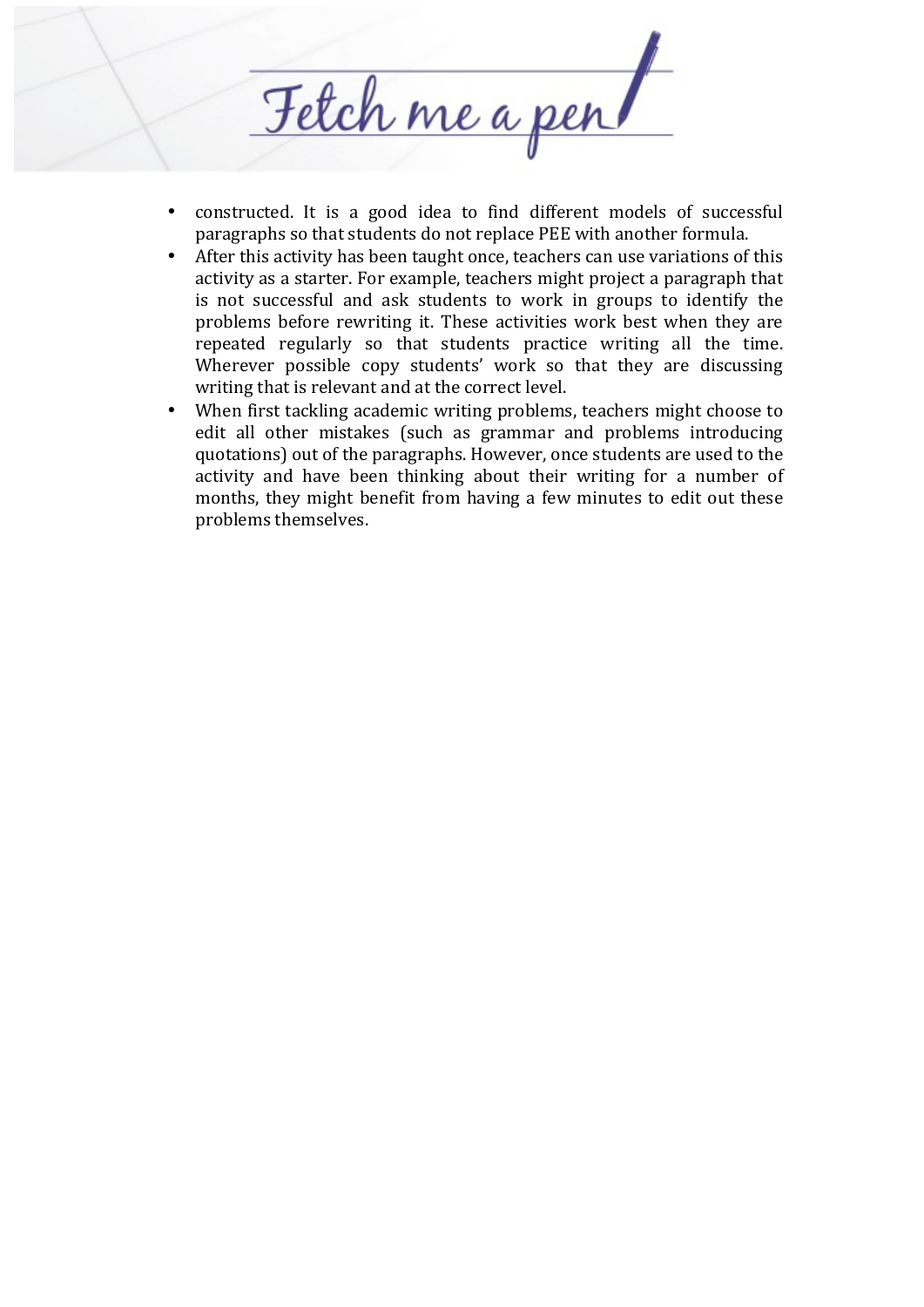- constructed. It is a good idea to find different models of successful paragraphs so that students do not replace PEE with another formula.
- After this activity has been taught once, teachers can use variations of this activity as a starter. For example, teachers might project a paragraph that is not successful and ask students to work in groups to identify the problems before rewriting it. These activities work best when they are repeated regularly so that students practice writing all the time. Wherever possible copy students' work so that they are discussing writing that is relevant and at the correct level.
- When first tackling academic writing problems, teachers might choose to edit all other mistakes (such as grammar and problems introducing quotations) out of the paragraphs. However, once students are used to the activity and have been thinking about their writing for a number of months, they might benefit from having a few minutes to edit out these problems themselves.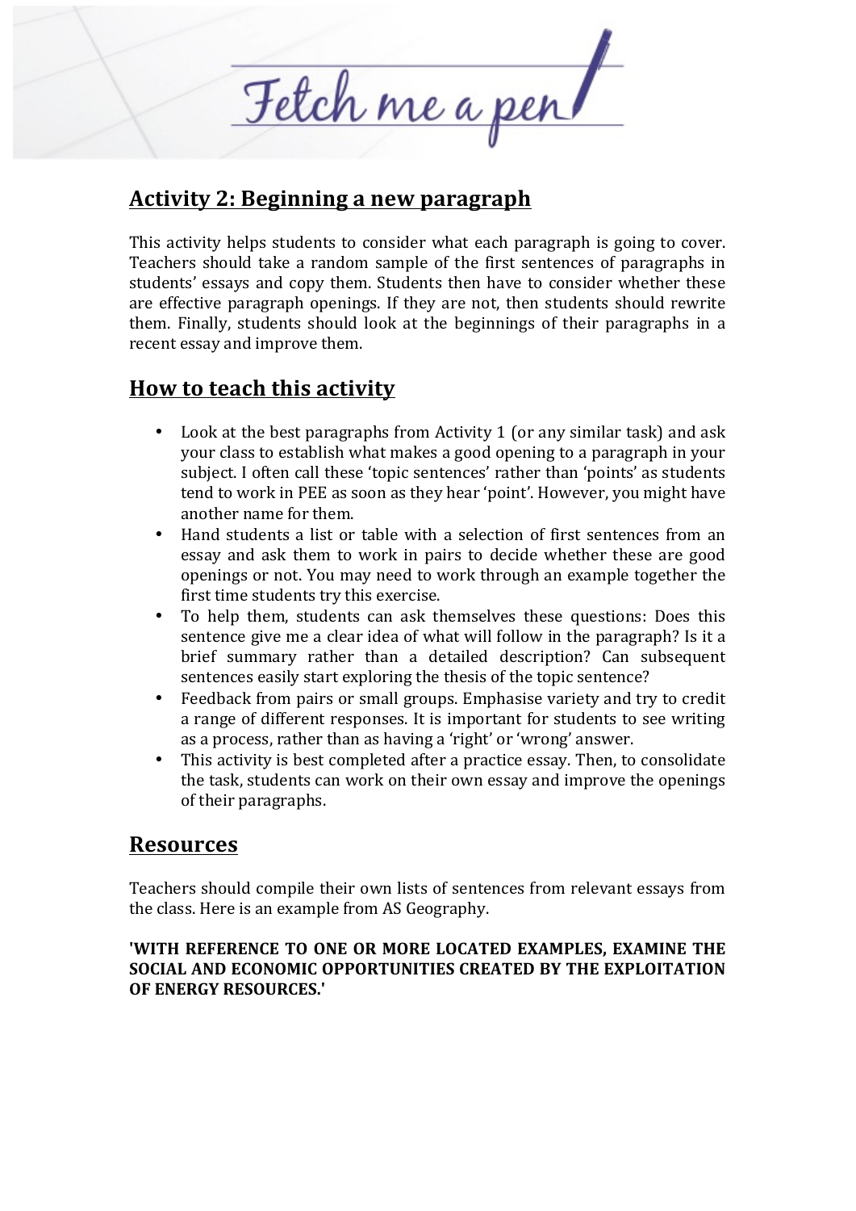## Activity 2: Beginning a new paragraph

This activity helps students to consider what each paragraph is going to cover. Teachers should take a random sample of the first sentences of paragraphs in students' essays and copy them. Students then have to consider whether these are effective paragraph openings. If they are not, then students should rewrite them. Finally, students should look at the beginnings of their paragraphs in a recent essay and improve them.

## How to teach this activity

- Look at the best paragraphs from Activity 1 (or any similar task) and ask your class to establish what makes a good opening to a paragraph in your subject. I often call these 'topic sentences' rather than 'points' as students tend to work in PEE as soon as they hear 'point'. However, you might have another name for them.
- Hand students a list or table with a selection of first sentences from an essay and ask them to work in pairs to decide whether these are good openings or not. You may need to work through an example together the first time students try this exercise.
- To help them, students can ask themselves these questions: Does this sentence give me a clear idea of what will follow in the paragraph? Is it a brief summary rather than a detailed description? Can subsequent sentences easily start exploring the thesis of the topic sentence?
- Feedback from pairs or small groups. Emphasise variety and try to credit a range of different responses. It is important for students to see writing as a process, rather than as having a 'right' or 'wrong' answer.
- This activity is best completed after a practice essay. Then, to consolidate the task, students can work on their own essay and improve the openings of their paragraphs.

## Resources

Teachers should compile their own lists of sentences from relevant essays from the class. Here is an example from AS Geography.

**'WITH REFERENCE TO ONE OR MORE LOCATED EXAMPLES, EXAMINE THE SOCIAL AND ECONOMIC OPPORTUNITIES CREATED BY THE EXPLOITATION OF ENERGY RESOURCES.'**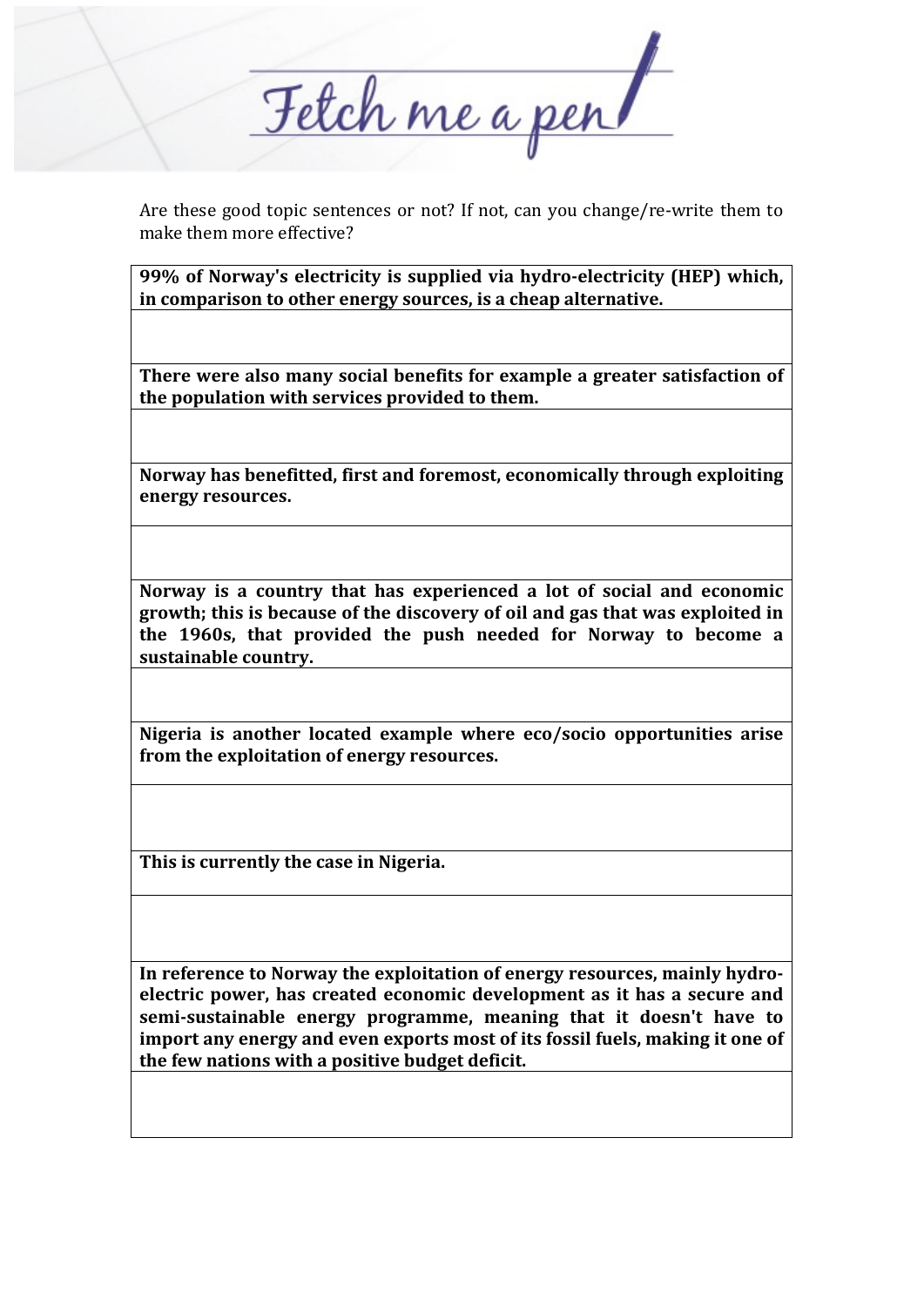Fetch me a pen

Are these good topic sentences or not? If not, can you change/re-write them to make them more effective?

| **99% of Norway's electricity is supplied via hydro-electricity (HEP) which, in comparison to other energy sources, is a cheap alternative.** |
| --- |
| |
| **There were also many social benefits for example a greater satisfaction of the population with services provided to them.** |
| |
| **Norway has benefitted, first and foremost, economically through exploiting energy resources.** |
| |
| **Norway is a country that has experienced a lot of social and economic growth; this is because of the discovery of oil and gas that was exploited in the 1960s, that provided the push needed for Norway to become a sustainable country.** |
| |
| **Nigeria is another located example where eco/socio opportunities arise from the exploitation of energy resources.** |
| |
| **This is currently the case in Nigeria.** |
| |
| **In reference to Norway the exploitation of energy resources, mainly hydro-electric power, has created economic development as it has a secure and semi-sustainable energy programme, meaning that it doesn't have to import any energy and even exports most of its fossil fuels, making it one of the few nations with a positive budget deficit.** |
| |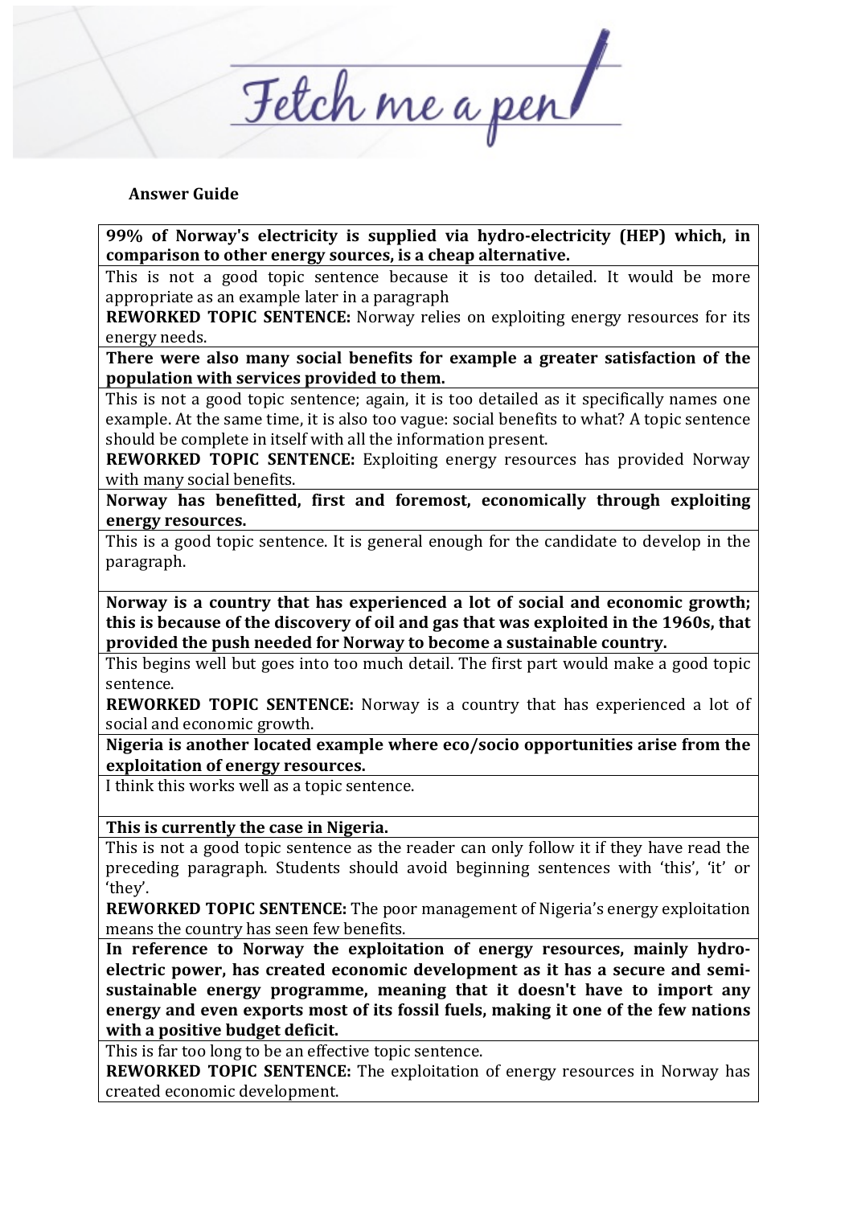**Answer Guide**

**99% of Norway's electricity is supplied via hydro-electricity (HEP) which, in comparison to other energy sources, is a cheap alternative.**

This is not a good topic sentence because it is too detailed. It would be more appropriate as an example later in a paragraph

**REWORKED TOPIC SENTENCE:** Norway relies on exploiting energy resources for its energy needs.

**There were also many social benefits for example a greater satisfaction of the population with services provided to them.**

This is not a good topic sentence; again, it is too detailed as it specifically names one example. At the same time, it is also too vague: social benefits to what? A topic sentence should be complete in itself with all the information present.

**REWORKED TOPIC SENTENCE:** Exploiting energy resources has provided Norway with many social benefits.

**Norway has benefitted, first and foremost, economically through exploiting energy resources.**

This is a good topic sentence. It is general enough for the candidate to develop in the paragraph.

**Norway is a country that has experienced a lot of social and economic growth; this is because of the discovery of oil and gas that was exploited in the 1960s, that provided the push needed for Norway to become a sustainable country.**

This begins well but goes into too much detail. The first part would make a good topic sentence.

**REWORKED TOPIC SENTENCE:** Norway is a country that has experienced a lot of social and economic growth.

**Nigeria is another located example where eco/socio opportunities arise from the exploitation of energy resources.**

I think this works well as a topic sentence.

**This is currently the case in Nigeria.**

This is not a good topic sentence as the reader can only follow it if they have read the preceding paragraph. Students should avoid beginning sentences with 'this', 'it' or 'they'.

**REWORKED TOPIC SENTENCE:** The poor management of Nigeria's energy exploitation means the country has seen few benefits.

**In reference to Norway the exploitation of energy resources, mainly hydro-electric power, has created economic development as it has a secure and semi-sustainable energy programme, meaning that it doesn't have to import any energy and even exports most of its fossil fuels, making it one of the few nations with a positive budget deficit.**

This is far too long to be an effective topic sentence.

**REWORKED TOPIC SENTENCE:** The exploitation of energy resources in Norway has created economic development.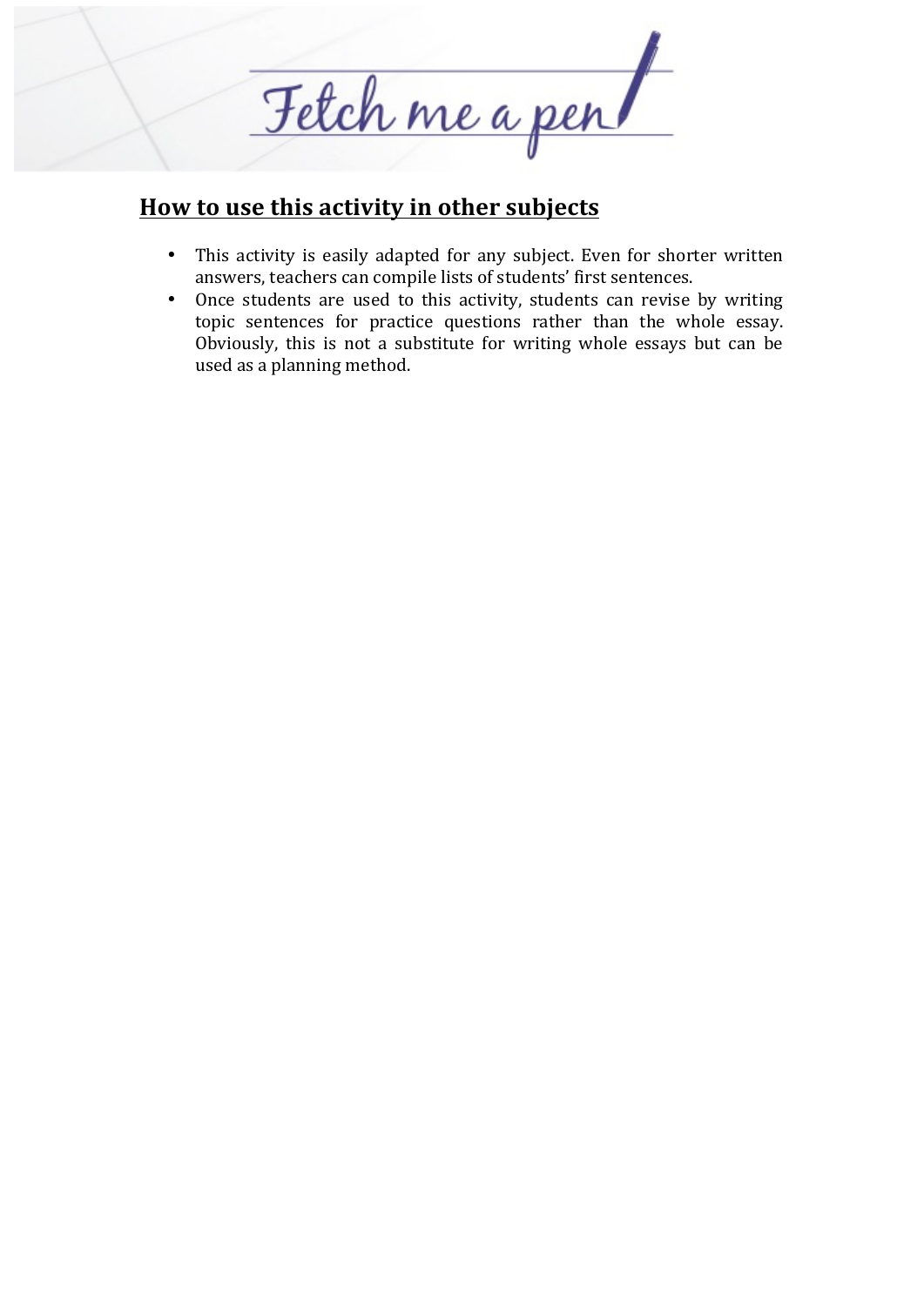## How to use this activity in other subjects

- This activity is easily adapted for any subject. Even for shorter written answers, teachers can compile lists of students' first sentences.
- Once students are used to this activity, students can revise by writing topic sentences for practice questions rather than the whole essay. Obviously, this is not a substitute for writing whole essays but can be used as a planning method.